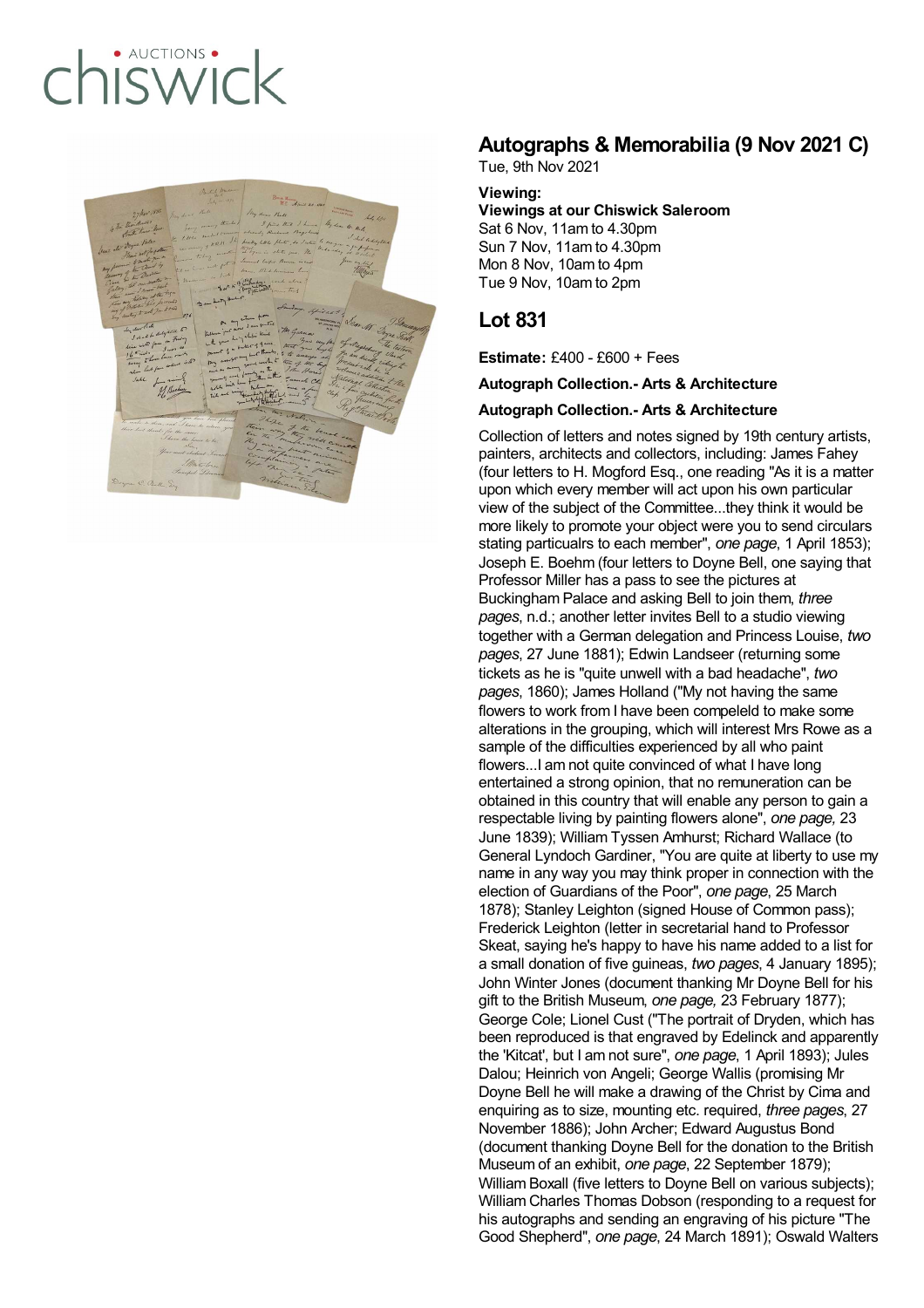# Autographs & Memorabilia (9 Nov 2021 C)

Tue, 9th Nov 2021

**Viewing:**

**Viewings at our Chiswick Saleroom**

Sat 6 Nov, 11am to 4.30pm

Sun 7 Nov, 11am to 4.30pm

Mon 8 Nov, 10am to 4pm

Tue 9 Nov, 10am to 2pm

## Lot 831

**Estimate:** £400 - £600 + Fees

**Autograph Collection.- Arts & Architecture**

**Autograph Collection.- Arts & Architecture**

Collection of letters and notes signed by 19th century artists, painters, architects and collectors, including: James Fahey (four letters to H. Mogford Esq., one reading "As it is a matter upon which every member will act upon his own particular view of the subject of the Committee...they think it would be more likely to promote your object were you to send circulars stating particualrs to each member", *one page*, 1 April 1853); Joseph E. Boehm (four letters to Doyne Bell, one saying that Professor Miller has a pass to see the pictures at Buckingham Palace and asking Bell to join them, *three pages*, n.d.; another letter invites Bell to a studio viewing together with a German delegation and Princess Louise, *two pages*, 27 June 1881); Edwin Landseer (returning some tickets as he is "quite unwell with a bad headache", *two pages*, 1860); James Holland ("My not having the same flowers to work from I have been compeleld to make some alterations in the grouping, which will interest Mrs Rowe as a sample of the difficulties experienced by all who paint flowers...I am not quite convinced of what I have long entertained a strong opinion, that no remuneration can be obtained in this country that will enable any person to gain a respectable living by painting flowers alone", *one page,* 23 June 1839); William Tyssen Amhurst; Richard Wallace (to General Lyndoch Gardiner, "You are quite at liberty to use my name in any way you may think proper in connection with the election of Guardians of the Poor", *one page*, 25 March 1878); Stanley Leighton (signed House of Common pass); Frederick Leighton (letter in secretarial hand to Professor Skeat, saying he's happy to have his name added to a list for a small donation of five guineas, *two pages*, 4 January 1895); John Winter Jones (document thanking Mr Doyne Bell for his gift to the British Museum, *one page,* 23 February 1877); George Cole; Lionel Cust ("The portrait of Dryden, which has been reproduced is that engraved by Edelinck and apparently the 'Kitcat', but I am not sure", *one page*, 1 April 1893); Jules Dalou; Heinrich von Angeli; George Wallis (promising Mr Doyne Bell he will make a drawing of the Christ by Cima and enquiring as to size, mounting etc. required, *three pages*, 27 November 1886); John Archer; Edward Augustus Bond (document thanking Doyne Bell for the donation to the British Museum of an exhibit, *one page*, 22 September 1879); William Boxall (five letters to Doyne Bell on various subjects); William Charles Thomas Dobson (responding to a request for his autographs and sending an engraving of his picture "The Good Shepherd", *one page*, 24 March 1891); Oswald Walters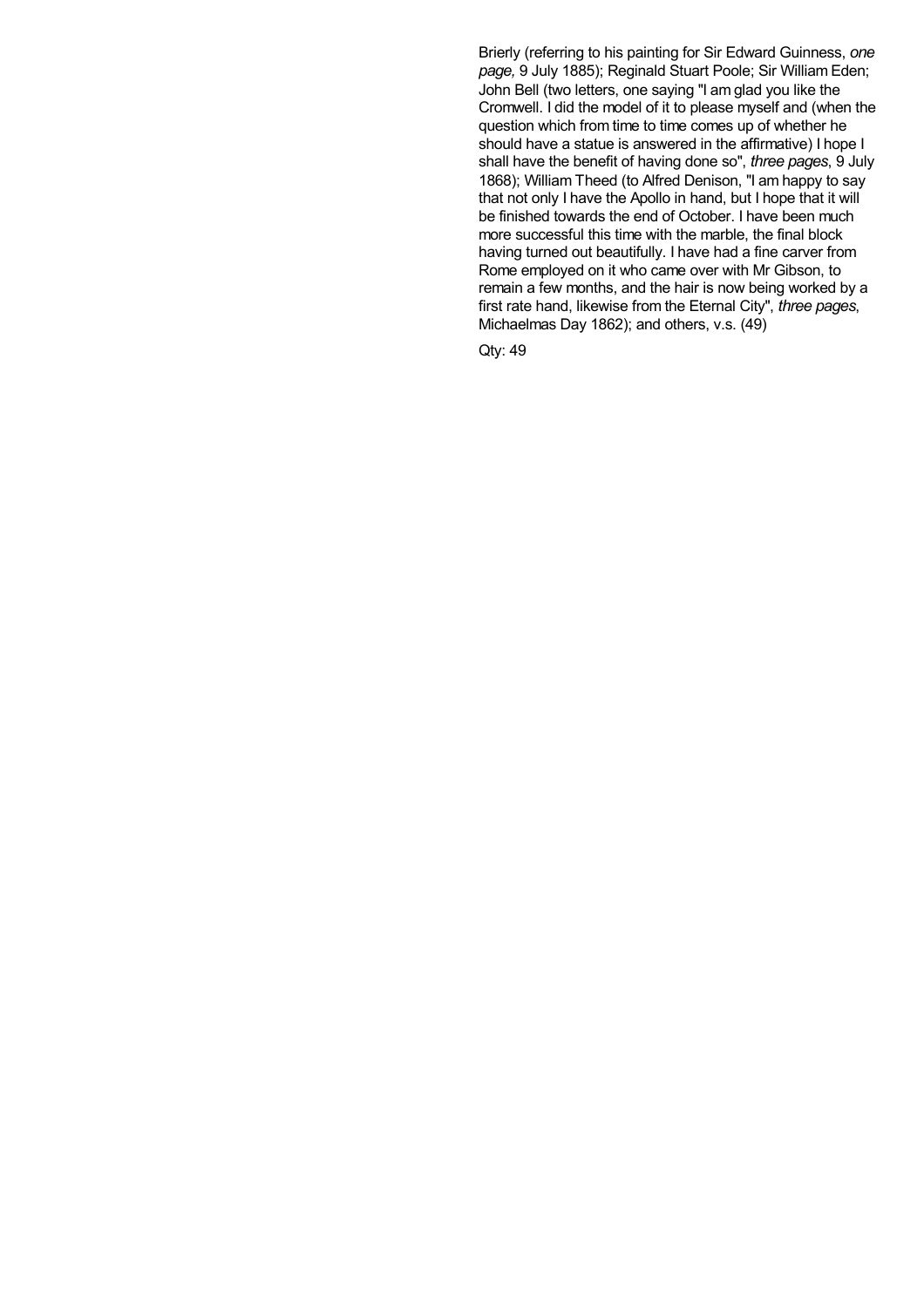Brierly (referring to his painting for Sir Edward Guinness, *one page,* 9 July 1885); Reginald Stuart Poole; Sir William Eden; John Bell (two letters, one saying "I am glad you like the Cromwell. I did the model of it to please myself and (when the question which from time to time comes up of whether he should have a statue is answered in the affirmative) I hope I shall have the benefit of having done so", *three pages*, 9 July 1868); William Theed (to Alfred Denison, "I am happy to say that not only I have the Apollo in hand, but I hope that it will be finished towards the end of October. I have been much more successful this time with the marble, the final block having turned out beautifully. I have had a fine carver from Rome employed on it who came over with Mr Gibson, to remain a few months, and the hair is now being worked by a first rate hand, likewise from the Eternal City", *three pages*, Michaelmas Day 1862); and others, v.s. (49)

Qty: 49